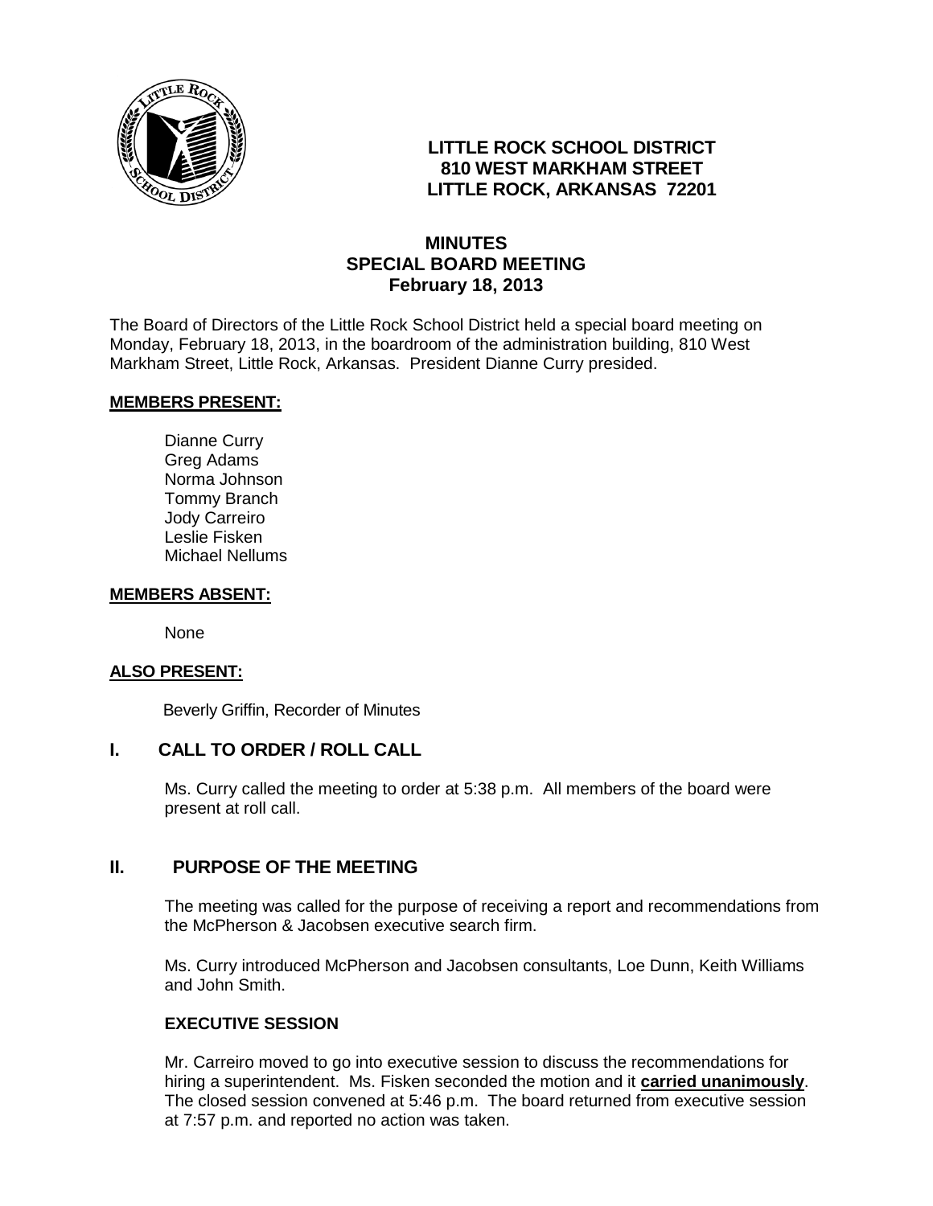**LITTLE ROCK SCHOOL DISTRICT**
**810 WEST MARKHAM STREET**
**LITTLE ROCK, ARKANSAS 72201**

# MINUTES
## SPECIAL BOARD MEETING
### February 18, 2013

The Board of Directors of the Little Rock School District held a special board meeting on Monday, February 18, 2013, in the boardroom of the administration building, 810 West Markham Street, Little Rock, Arkansas. President Dianne Curry presided.

**MEMBERS PRESENT:**

Dianne Curry
Greg Adams
Norma Johnson
Tommy Branch
Jody Carreiro
Leslie Fisken
Michael Nellums

**MEMBERS ABSENT:**

None

**ALSO PRESENT:**

Beverly Griffin, Recorder of Minutes

## I. CALL TO ORDER / ROLL CALL

Ms. Curry called the meeting to order at 5:38 p.m. All members of the board were present at roll call.

## II. PURPOSE OF THE MEETING

The meeting was called for the purpose of receiving a report and recommendations from the McPherson & Jacobsen executive search firm.

Ms. Curry introduced McPherson and Jacobsen consultants, Loe Dunn, Keith Williams and John Smith.

**EXECUTIVE SESSION**

Mr. Carreiro moved to go into executive session to discuss the recommendations for hiring a superintendent. Ms. Fisken seconded the motion and it **carried unanimously**. The closed session convened at 5:46 p.m. The board returned from executive session at 7:57 p.m. and reported no action was taken.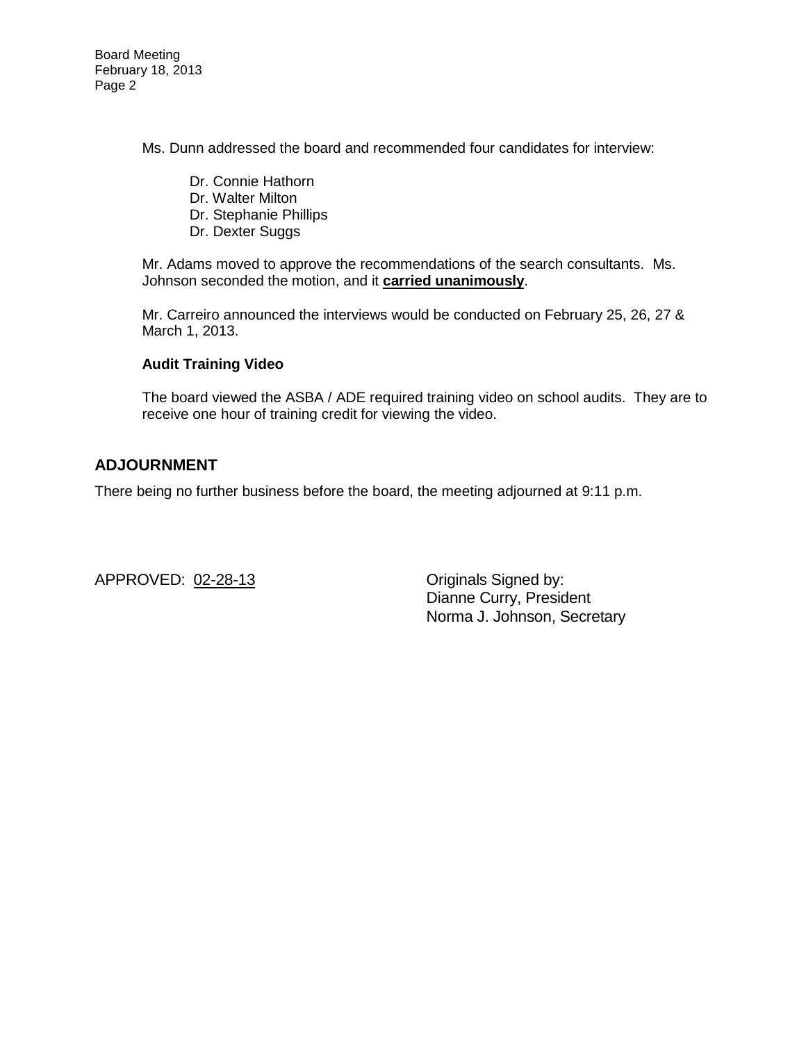Ms. Dunn addressed the board and recommended four candidates for interview:

- Dr. Connie Hathorn
- Dr. Walter Milton
- Dr. Stephanie Phillips
- Dr. Dexter Suggs

Mr. Adams moved to approve the recommendations of the search consultants. Ms. Johnson seconded the motion, and it **carried unanimously**.

Mr. Carreiro announced the interviews would be conducted on February 25, 26, 27 & March 1, 2013.

**Audit Training Video**

The board viewed the ASBA / ADE required training video on school audits. They are to receive one hour of training credit for viewing the video.

## ADJOURNMENT

There being no further business before the board, the meeting adjourned at 9:11 p.m.

APPROVED: 02-28-13

Originals Signed by:
Dianne Curry, President
Norma J. Johnson, Secretary